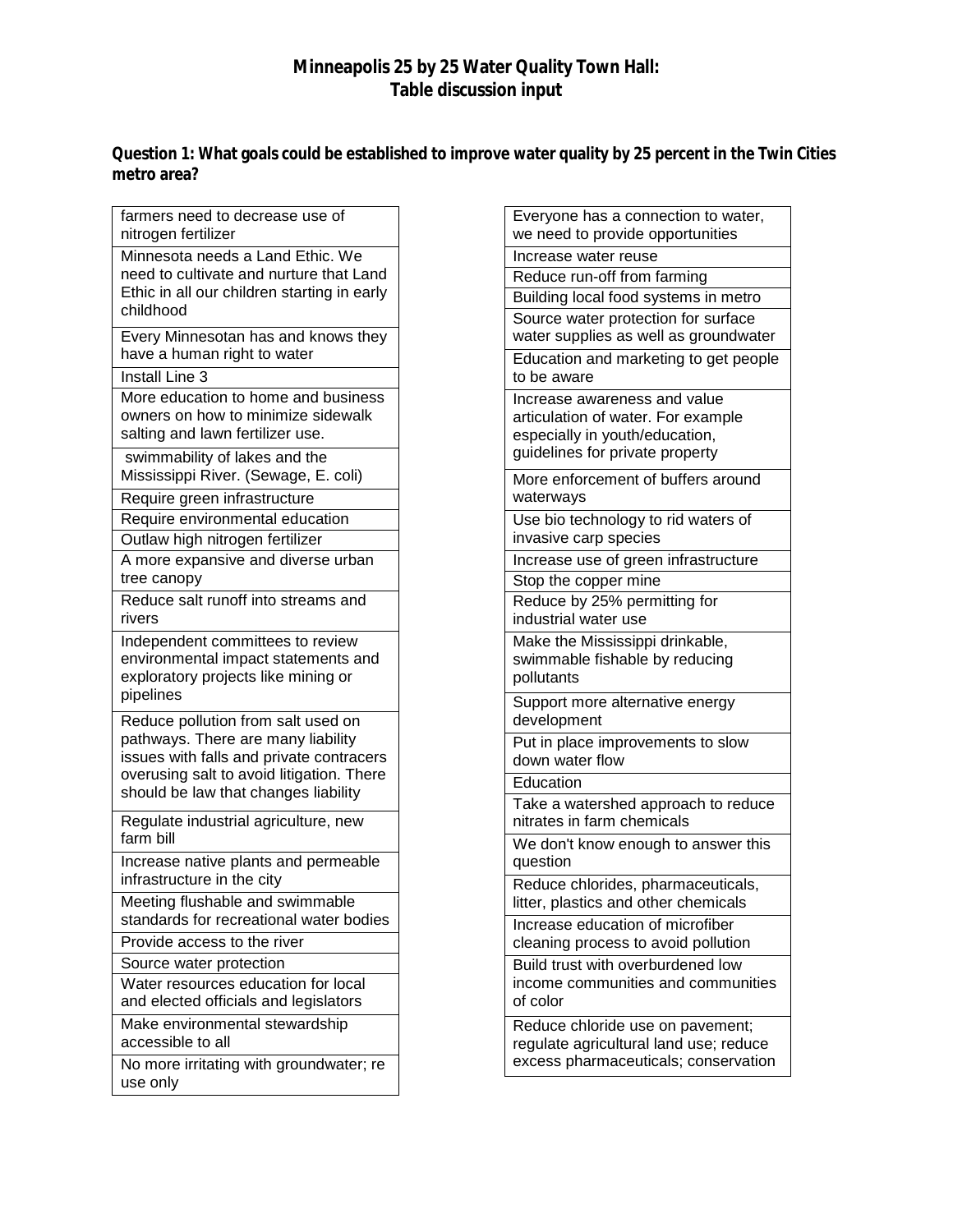# Minneapolis 25 by 25 Water Quality Town Hall:
# Table discussion input

**Question 1: What goals could be established to improve water quality by 25 percent in the Twin Cities metro area?**

| |
|---|
| farmers need to decrease use of nitrogen fertilizer |
| Minnesota needs a Land Ethic. We need to cultivate and nurture that Land Ethic in all our children starting in early childhood |
| Every Minnesotan has and knows they have a human right to water |
| Install Line 3 |
| More education to home and business owners on how to minimize sidewalk salting and lawn fertilizer use. |
| swimmability of lakes and the Mississippi River. (Sewage, E. coli) |
| Require green infrastructure |
| Require environmental education |
| Outlaw high nitrogen fertilizer |
| A more expansive and diverse urban tree canopy |
| Reduce salt runoff into streams and rivers |
| Independent committees to review environmental impact statements and exploratory projects like mining or pipelines |
| Reduce pollution from salt used on pathways. There are many liability issues with falls and private contracers overusing salt to avoid litigation. There should be law that changes liability |
| Regulate industrial agriculture, new farm bill |
| Increase native plants and permeable infrastructure in the city |
| Meeting flushable and swimmable standards for recreational water bodies |
| Provide access to the river |
| Source water protection |
| Water resources education for local and elected officials and legislators |
| Make environmental stewardship accessible to all |
| No more irritating with groundwater; re use only |

| |
|---|
| Everyone has a connection to water, we need to provide opportunities |
| Increase water reuse |
| Reduce run-off from farming |
| Building local food systems in metro |
| Source water protection for surface water supplies as well as groundwater |
| Education and marketing to get people to be aware |
| Increase awareness and value articulation of water. For example especially in youth/education, guidelines for private property |
| More enforcement of buffers around waterways |
| Use bio technology to rid waters of invasive carp species |
| Increase use of green infrastructure |
| Stop the copper mine |
| Reduce by 25% permitting for industrial water use |
| Make the Mississippi drinkable, swimmable fishable by reducing pollutants |
| Support more alternative energy development |
| Put in place improvements to slow down water flow |
| Education |
| Take a watershed approach to reduce nitrates in farm chemicals |
| We don't know enough to answer this question |
| Reduce chlorides, pharmaceuticals, litter, plastics and other chemicals |
| Increase education of microfiber cleaning process to avoid pollution |
| Build trust with overburdened low income communities and communities of color |
| Reduce chloride use on pavement; regulate agricultural land use; reduce excess pharmaceuticals; conservation |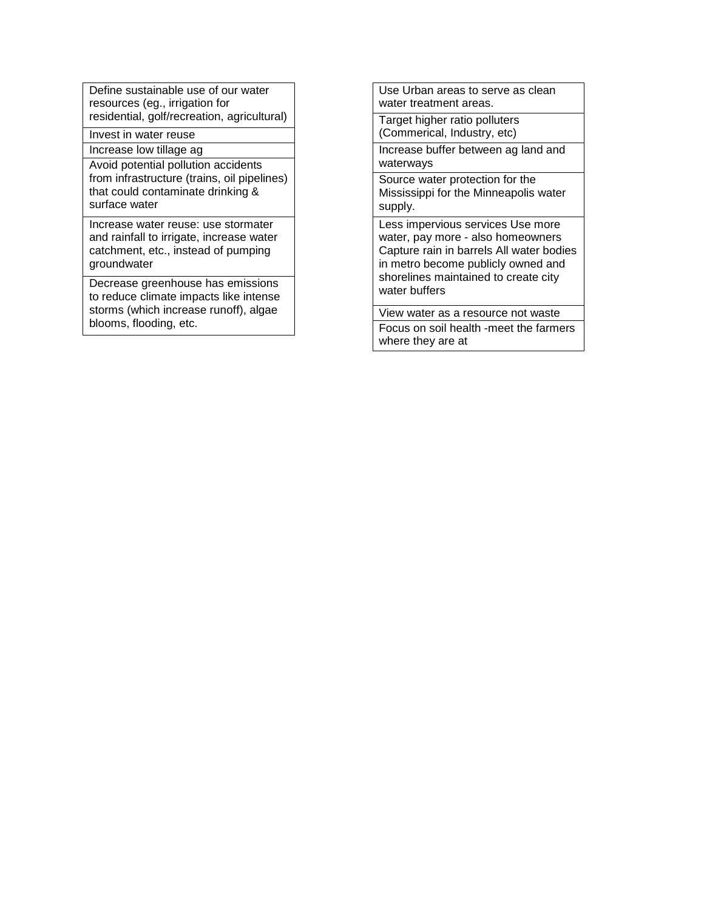| Define sustainable use of our water resources (eg., irrigation for residential, golf/recreation, agricultural) |
|---|
| Invest in water reuse |
| Increase low tillage ag |
| Avoid potential pollution accidents from infrastructure (trains, oil pipelines) that could contaminate drinking & surface water |
| Increase water reuse: use stormater and rainfall to irrigate, increase water catchment, etc., instead of pumping groundwater |
| Decrease greenhouse has emissions to reduce climate impacts like intense storms (which increase runoff), algae blooms, flooding, etc. |

| Use Urban areas to serve as clean water treatment areas. |
|---|
| Target higher ratio polluters (Commerical, Industry, etc) |
| Increase buffer between ag land and waterways |
| Source water protection for the Mississippi for the Minneapolis water supply. |
| Less impervious services Use more water, pay more - also homeowners Capture rain in barrels All water bodies in metro become publicly owned and shorelines maintained to create city water buffers |
| View water as a resource not waste |
| Focus on soil health -meet the farmers where they are at |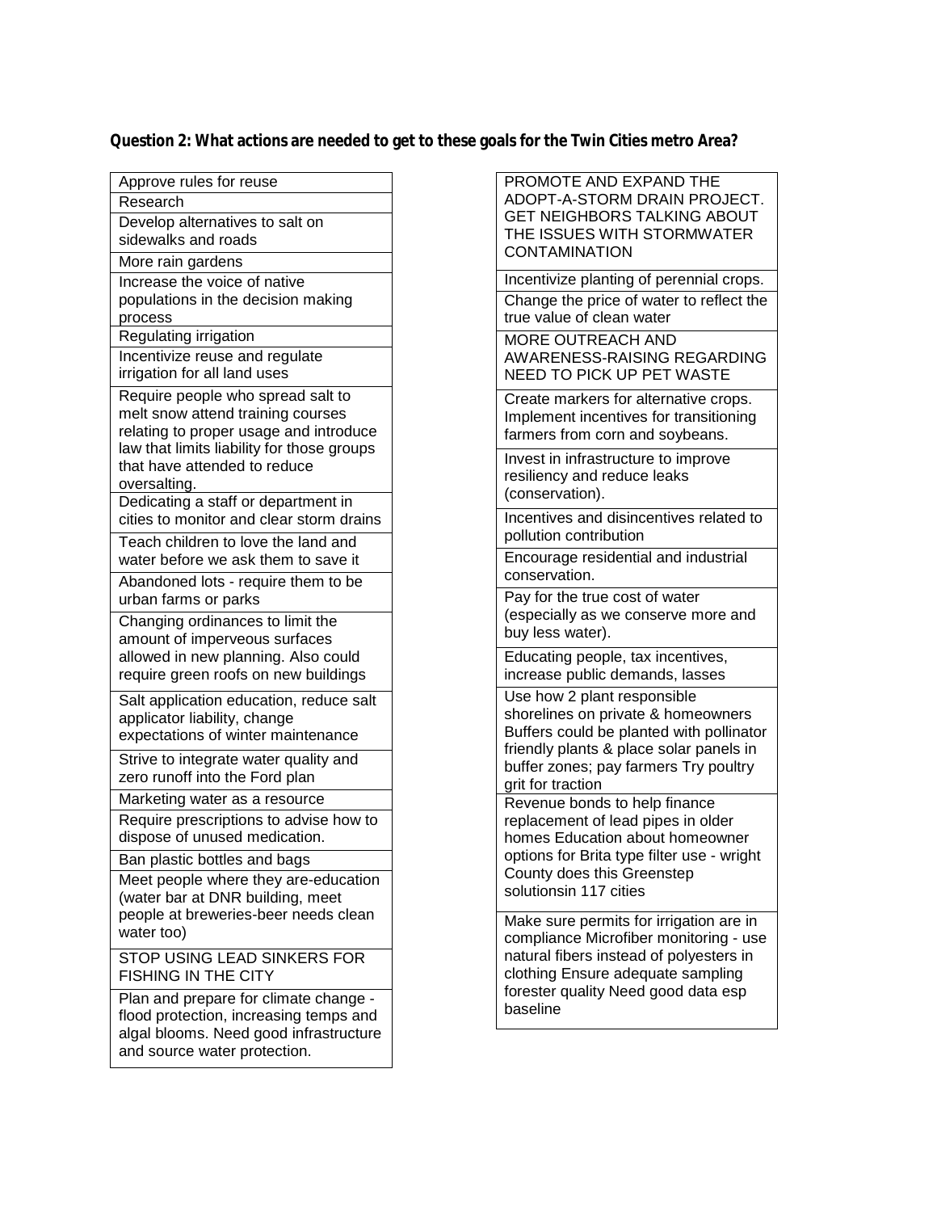**Question 2: What actions are needed to get to these goals for the Twin Cities metro Area?**

| |
|---|
| Approve rules for reuse |
| Research |
| Develop alternatives to salt on sidewalks and roads |
| More rain gardens |
| Increase the voice of native populations in the decision making process |
| Regulating irrigation |
| Incentivize reuse and regulate irrigation for all land uses |
| Require people who spread salt to melt snow attend training courses relating to proper usage and introduce law that limits liability for those groups that have attended to reduce oversalting. |
| Dedicating a staff or department in cities to monitor and clear storm drains |
| Teach children to love the land and water before we ask them to save it |
| Abandoned lots - require them to be urban farms or parks |
| Changing ordinances to limit the amount of imperveous surfaces allowed in new planning. Also could require green roofs on new buildings |
| Salt application education, reduce salt applicator liability, change expectations of winter maintenance |
| Strive to integrate water quality and zero runoff into the Ford plan |
| Marketing water as a resource |
| Require prescriptions to advise how to dispose of unused medication. |
| Ban plastic bottles and bags |
| Meet people where they are-education (water bar at DNR building, meet people at breweries-beer needs clean water too) |
| STOP USING LEAD SINKERS FOR FISHING IN THE CITY |
| Plan and prepare for climate change - flood protection, increasing temps and algal blooms. Need good infrastructure and source water protection. |

| |
|---|
| PROMOTE AND EXPAND THE ADOPT-A-STORM DRAIN PROJECT. GET NEIGHBORS TALKING ABOUT THE ISSUES WITH STORMWATER CONTAMINATION |
| Incentivize planting of perennial crops. |
| Change the price of water to reflect the true value of clean water |
| MORE OUTREACH AND AWARENESS-RAISING REGARDING NEED TO PICK UP PET WASTE |
| Create markers for alternative crops. Implement incentives for transitioning farmers from corn and soybeans. |
| Invest in infrastructure to improve resiliency and reduce leaks (conservation). |
| Incentives and disincentives related to pollution contribution |
| Encourage residential and industrial conservation. |
| Pay for the true cost of water (especially as we conserve more and buy less water). |
| Educating people, tax incentives, increase public demands, lasses |
| Use how 2 plant responsible shorelines on private & homeowners Buffers could be planted with pollinator friendly plants & place solar panels in buffer zones; pay farmers Try poultry grit for traction |
| Revenue bonds to help finance replacement of lead pipes in older homes Education about homeowner options for Brita type filter use - wright County does this Greenstep solutionsin 117 cities |
| Make sure permits for irrigation are in compliance Microfiber monitoring - use natural fibers instead of polyesters in clothing Ensure adequate sampling forester quality Need good data esp baseline |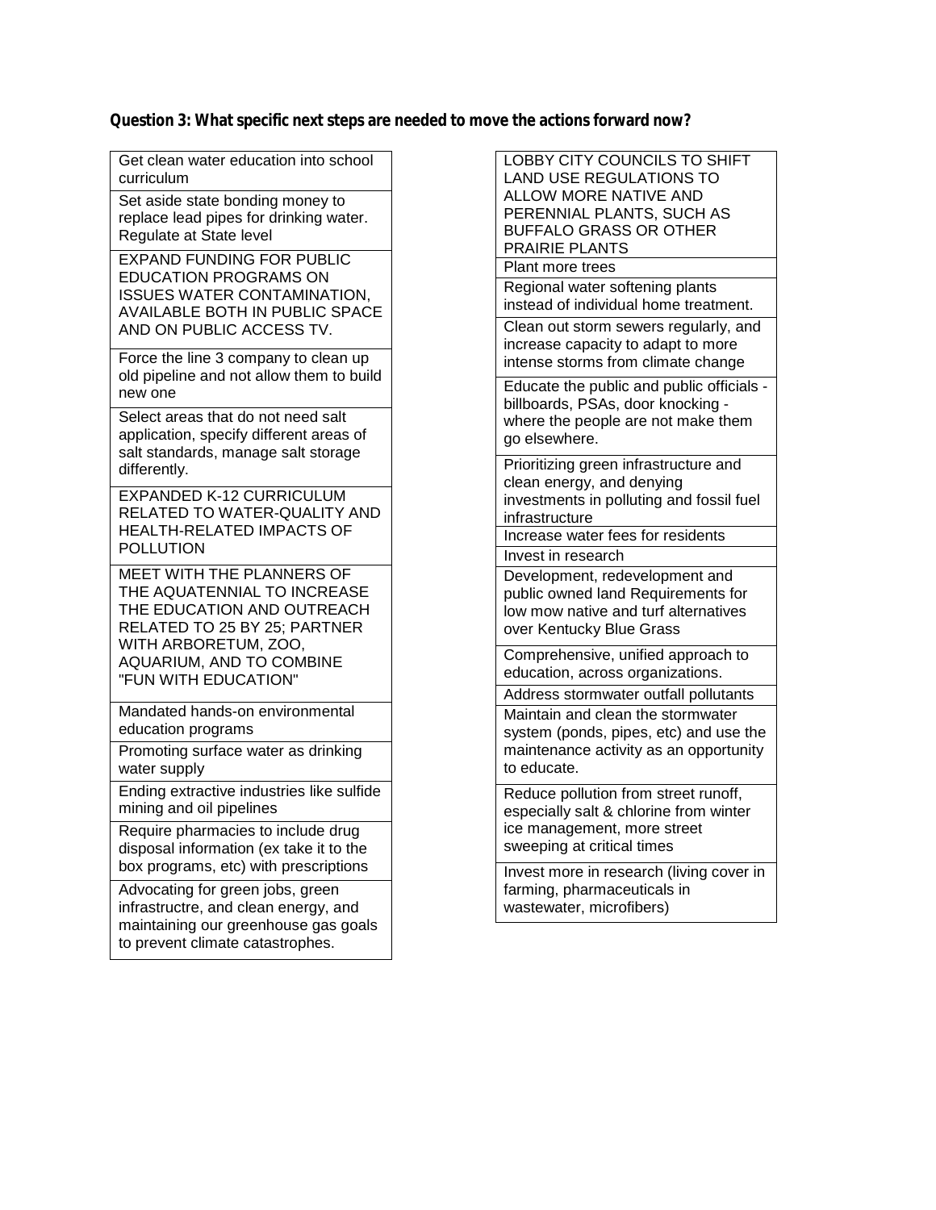**Question 3: What specific next steps are needed to move the actions forward now?**

| |
|---|
| Get clean water education into school curriculum |
| Set aside state bonding money to replace lead pipes for drinking water. Regulate at State level |
| EXPAND FUNDING FOR PUBLIC EDUCATION PROGRAMS ON ISSUES WATER CONTAMINATION, AVAILABLE BOTH IN PUBLIC SPACE AND ON PUBLIC ACCESS TV. |
| Force the line 3 company to clean up old pipeline and not allow them to build new one |
| Select areas that do not need salt application, specify different areas of salt standards, manage salt storage differently. |
| EXPANDED K-12 CURRICULUM RELATED TO WATER-QUALITY AND HEALTH-RELATED IMPACTS OF POLLUTION |
| MEET WITH THE PLANNERS OF THE AQUATENNIAL TO INCREASE THE EDUCATION AND OUTREACH RELATED TO 25 BY 25; PARTNER WITH ARBORETUM, ZOO, AQUARIUM, AND TO COMBINE "FUN WITH EDUCATION" |
| Mandated hands-on environmental education programs |
| Promoting surface water as drinking water supply |
| Ending extractive industries like sulfide mining and oil pipelines |
| Require pharmacies to include drug disposal information (ex take it to the box programs, etc) with prescriptions |
| Advocating for green jobs, green infrastructre, and clean energy, and maintaining our greenhouse gas goals to prevent climate catastrophes. |

| |
|---|
| LOBBY CITY COUNCILS TO SHIFT LAND USE REGULATIONS TO ALLOW MORE NATIVE AND PERENNIAL PLANTS, SUCH AS BUFFALO GRASS OR OTHER PRAIRIE PLANTS |
| Plant more trees |
| Regional water softening plants instead of individual home treatment. |
| Clean out storm sewers regularly, and increase capacity to adapt to more intense storms from climate change |
| Educate the public and public officials - billboards, PSAs, door knocking - where the people are not make them go elsewhere. |
| Prioritizing green infrastructure and clean energy, and denying investments in polluting and fossil fuel infrastructure |
| Increase water fees for residents |
| Invest in research |
| Development, redevelopment and public owned land Requirements for low mow native and turf alternatives over Kentucky Blue Grass |
| Comprehensive, unified approach to education, across organizations. |
| Address stormwater outfall pollutants |
| Maintain and clean the stormwater system (ponds, pipes, etc) and use the maintenance activity as an opportunity to educate. |
| Reduce pollution from street runoff, especially salt & chlorine from winter ice management, more street sweeping at critical times |
| Invest more in research (living cover in farming, pharmaceuticals in wastewater, microfibers) |